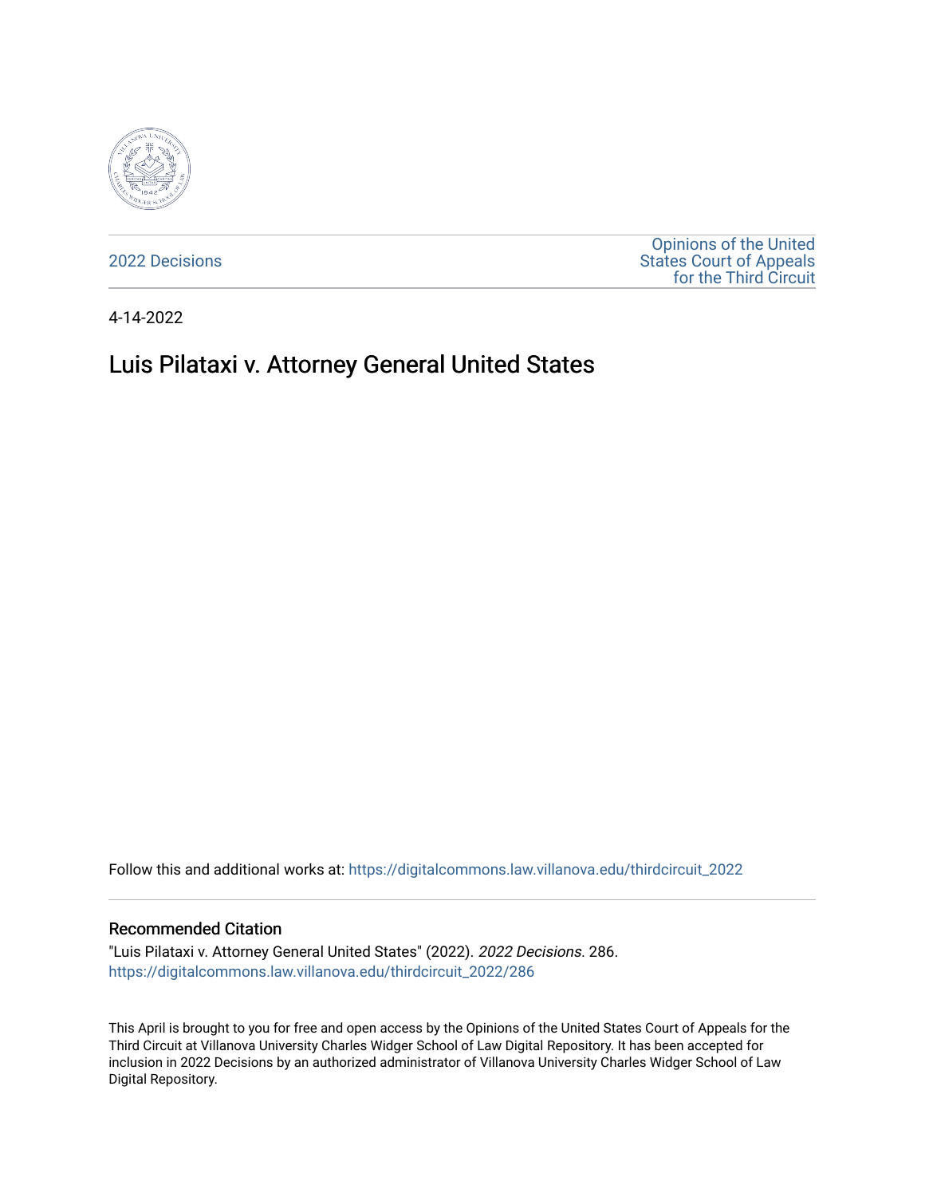2022 Decisions

Opinions of the United States Court of Appeals for the Third Circuit

4-14-2022

# Luis Pilataxi v. Attorney General United States

Follow this and additional works at: https://digitalcommons.law.villanova.edu/thirdcircuit_2022

### Recommended Citation

"Luis Pilataxi v. Attorney General United States" (2022). *2022 Decisions*. 286.
https://digitalcommons.law.villanova.edu/thirdcircuit_2022/286

This April is brought to you for free and open access by the Opinions of the United States Court of Appeals for the Third Circuit at Villanova University Charles Widger School of Law Digital Repository. It has been accepted for inclusion in 2022 Decisions by an authorized administrator of Villanova University Charles Widger School of Law Digital Repository.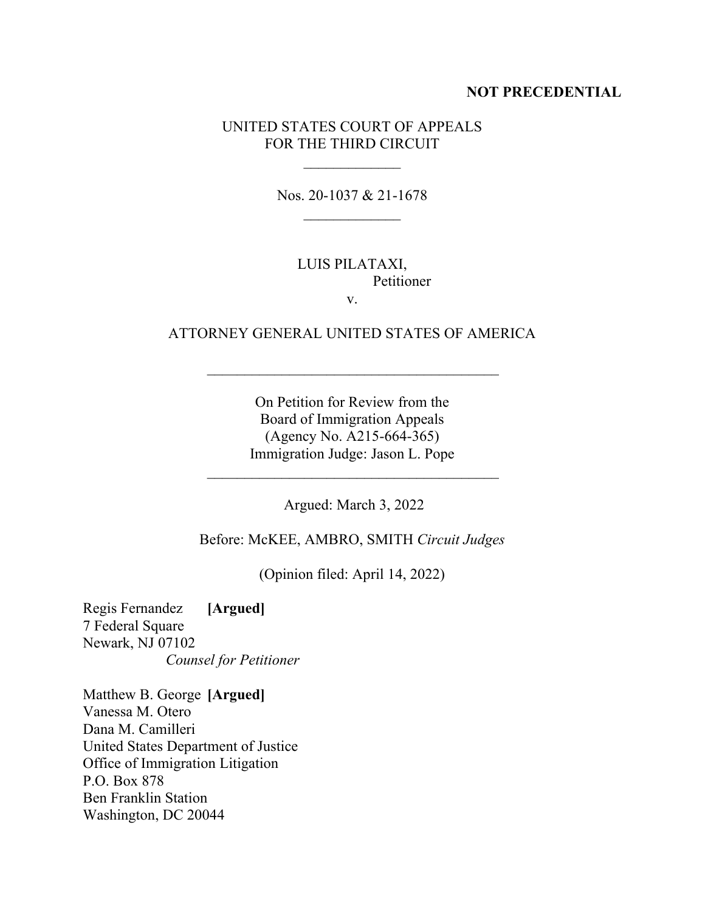**NOT PRECEDENTIAL**

UNITED STATES COURT OF APPEALS
FOR THE THIRD CIRCUIT

\_\_\_\_\_\_\_\_\_\_\_\_\_

Nos. 20-1037 & 21-1678

\_\_\_\_\_\_\_\_\_\_\_\_\_

LUIS PILATAXI,
Petitioner

v.

ATTORNEY GENERAL UNITED STATES OF AMERICA

\_\_\_\_\_\_\_\_\_\_\_\_\_\_\_\_\_\_\_\_\_\_\_\_\_\_\_\_\_\_\_\_\_\_\_\_\_\_\_\_

On Petition for Review from the
Board of Immigration Appeals
(Agency No. A215-664-365)
Immigration Judge: Jason L. Pope

\_\_\_\_\_\_\_\_\_\_\_\_\_\_\_\_\_\_\_\_\_\_\_\_\_\_\_\_\_\_\_\_\_\_\_\_\_\_\_\_

Argued: March 3, 2022

Before: McKEE, AMBRO, SMITH *Circuit Judges*

(Opinion filed: April 14, 2022)

Regis Fernandez **[Argued]**
7 Federal Square
Newark, NJ 07102
*Counsel for Petitioner*

Matthew B. George **[Argued]**
Vanessa M. Otero
Dana M. Camilleri
United States Department of Justice
Office of Immigration Litigation
P.O. Box 878
Ben Franklin Station
Washington, DC 20044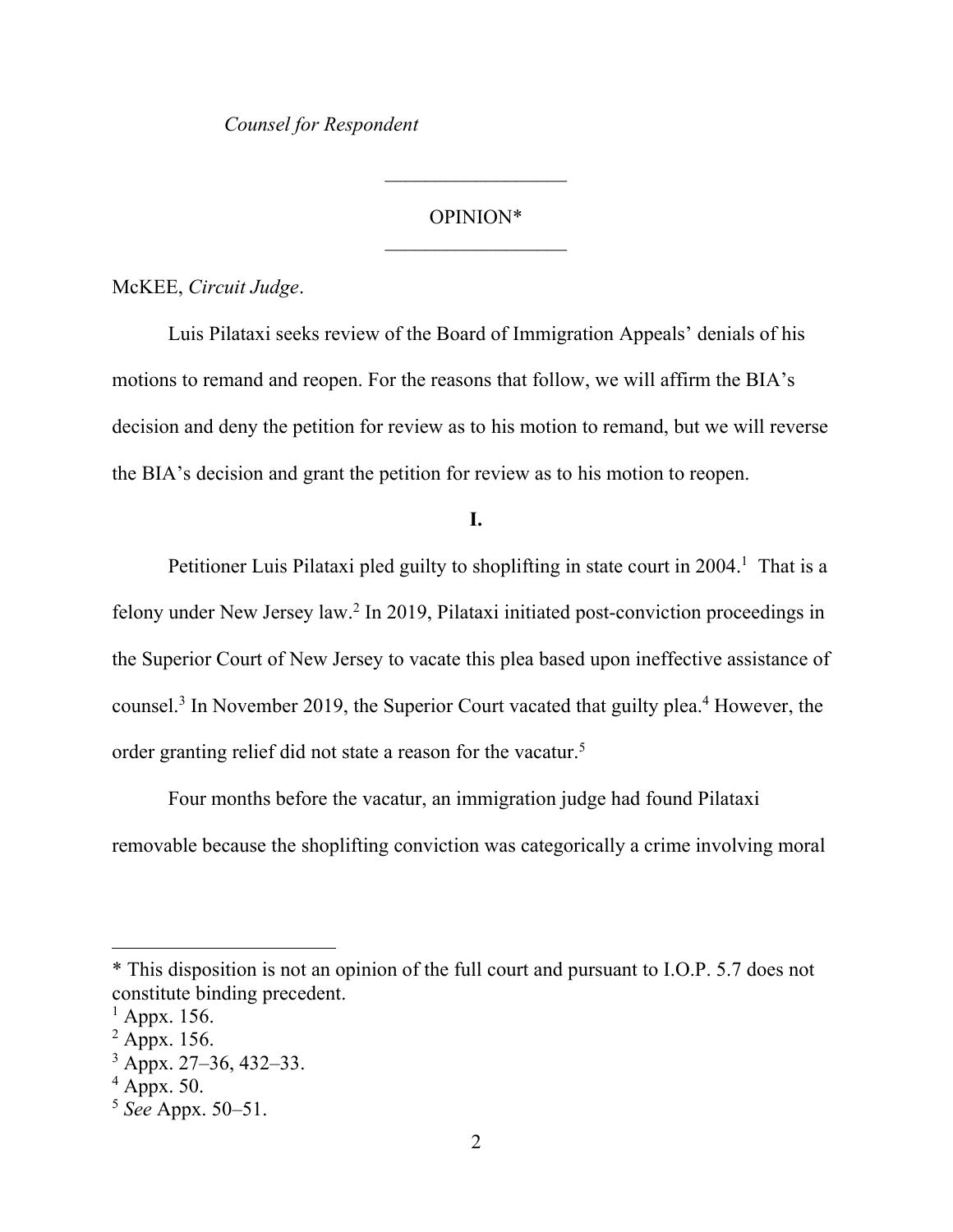*Counsel for Respondent*

---

OPINION*

---

McKEE, *Circuit Judge*.

Luis Pilataxi seeks review of the Board of Immigration Appeals' denials of his motions to remand and reopen. For the reasons that follow, we will affirm the BIA's decision and deny the petition for review as to his motion to remand, but we will reverse the BIA's decision and grant the petition for review as to his motion to reopen.

**I.**

Petitioner Luis Pilataxi pled guilty to shoplifting in state court in 2004.[1] That is a felony under New Jersey law.[2] In 2019, Pilataxi initiated post-conviction proceedings in the Superior Court of New Jersey to vacate this plea based upon ineffective assistance of counsel.[3] In November 2019, the Superior Court vacated that guilty plea.[4] However, the order granting relief did not state a reason for the vacatur.[5]

Four months before the vacatur, an immigration judge had found Pilataxi removable because the shoplifting conviction was categorically a crime involving moral

---

* This disposition is not an opinion of the full court and pursuant to I.O.P. 5.7 does not constitute binding precedent.

[1] Appx. 156.

[2] Appx. 156.

[3] Appx. 27–36, 432–33.

[4] Appx. 50.

[5] *See* Appx. 50–51.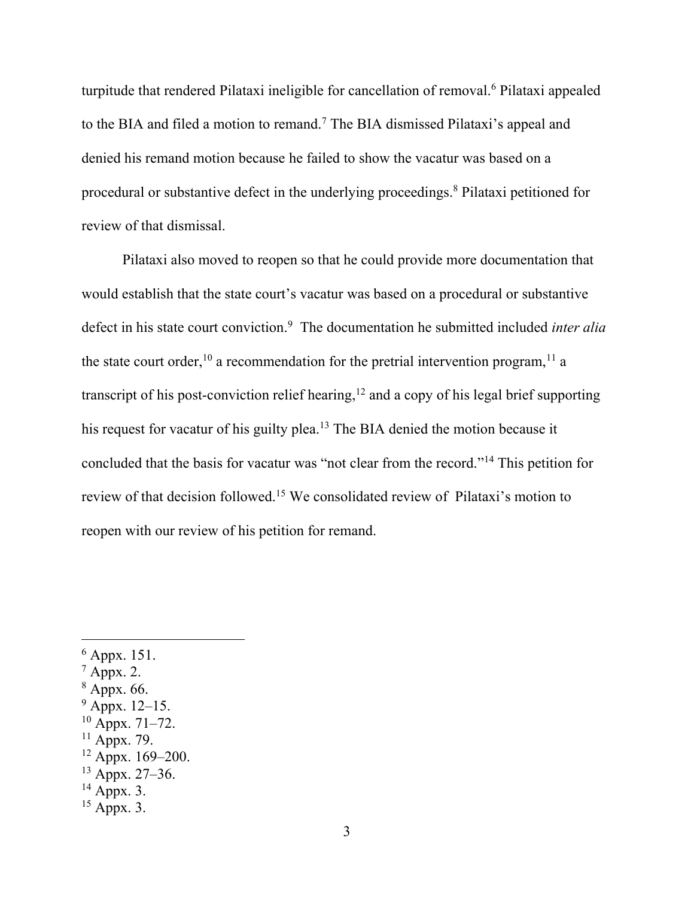turpitude that rendered Pilataxi ineligible for cancellation of removal.[6] Pilataxi appealed to the BIA and filed a motion to remand.[7] The BIA dismissed Pilataxi's appeal and denied his remand motion because he failed to show the vacatur was based on a procedural or substantive defect in the underlying proceedings.[8] Pilataxi petitioned for review of that dismissal.

Pilataxi also moved to reopen so that he could provide more documentation that would establish that the state court's vacatur was based on a procedural or substantive defect in his state court conviction.[9] The documentation he submitted included *inter alia* the state court order,[10] a recommendation for the pretrial intervention program,[11] a transcript of his post-conviction relief hearing,[12] and a copy of his legal brief supporting his request for vacatur of his guilty plea.[13] The BIA denied the motion because it concluded that the basis for vacatur was "not clear from the record."[14] This petition for review of that decision followed.[15] We consolidated review of Pilataxi's motion to reopen with our review of his petition for remand.

---

[6] Appx. 151.
[7] Appx. 2.
[8] Appx. 66.
[9] Appx. 12–15.
[10] Appx. 71–72.
[11] Appx. 79.
[12] Appx. 169–200.
[13] Appx. 27–36.
[14] Appx. 3.
[15] Appx. 3.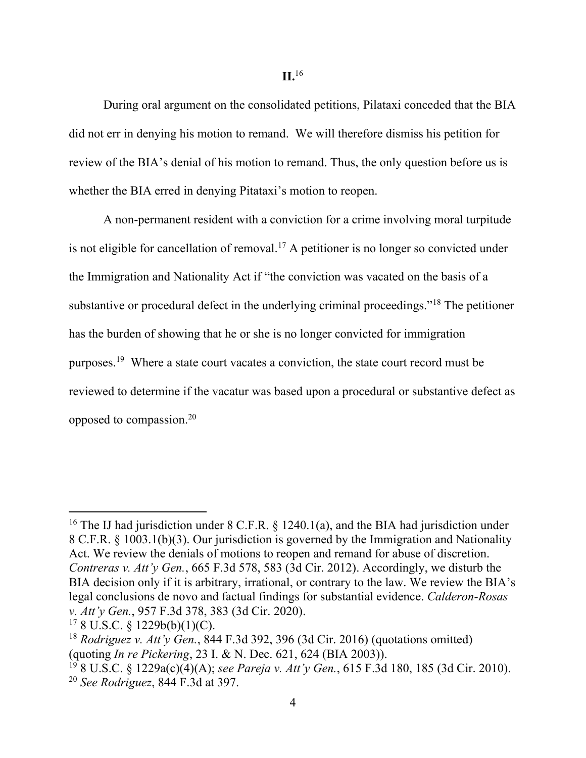## II.[16]

During oral argument on the consolidated petitions, Pilataxi conceded that the BIA did not err in denying his motion to remand. We will therefore dismiss his petition for review of the BIA's denial of his motion to remand. Thus, the only question before us is whether the BIA erred in denying Pitataxi's motion to reopen.

A non-permanent resident with a conviction for a crime involving moral turpitude is not eligible for cancellation of removal.[17] A petitioner is no longer so convicted under the Immigration and Nationality Act if "the conviction was vacated on the basis of a substantive or procedural defect in the underlying criminal proceedings."[18] The petitioner has the burden of showing that he or she is no longer convicted for immigration purposes.[19] Where a state court vacates a conviction, the state court record must be reviewed to determine if the vacatur was based upon a procedural or substantive defect as opposed to compassion.[20]

---

[16] The IJ had jurisdiction under 8 C.F.R. § 1240.1(a), and the BIA had jurisdiction under 8 C.F.R. § 1003.1(b)(3). Our jurisdiction is governed by the Immigration and Nationality Act. We review the denials of motions to reopen and remand for abuse of discretion. *Contreras v. Att'y Gen.*, 665 F.3d 578, 583 (3d Cir. 2012). Accordingly, we disturb the BIA decision only if it is arbitrary, irrational, or contrary to the law. We review the BIA's legal conclusions de novo and factual findings for substantial evidence. *Calderon-Rosas v. Att'y Gen.*, 957 F.3d 378, 383 (3d Cir. 2020).

[17] 8 U.S.C. § 1229b(b)(1)(C).

[18] *Rodriguez v. Att'y Gen.*, 844 F.3d 392, 396 (3d Cir. 2016) (quotations omitted) (quoting *In re Pickering*, 23 I. & N. Dec. 621, 624 (BIA 2003)).

[19] 8 U.S.C. § 1229a(c)(4)(A); *see Pareja v. Att'y Gen.*, 615 F.3d 180, 185 (3d Cir. 2010).

[20] *See Rodriguez*, 844 F.3d at 397.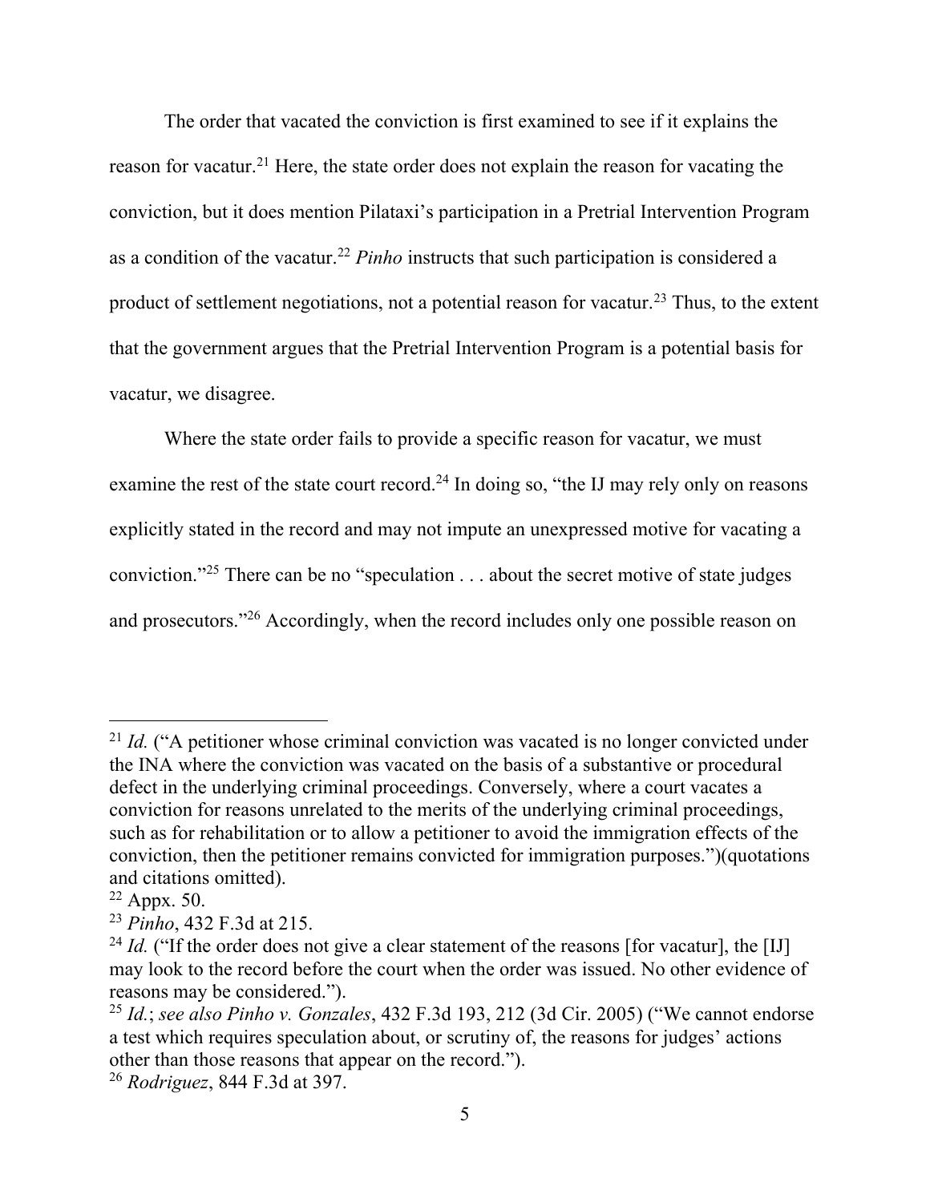The order that vacated the conviction is first examined to see if it explains the reason for vacatur.[21] Here, the state order does not explain the reason for vacating the conviction, but it does mention Pilataxi's participation in a Pretrial Intervention Program as a condition of the vacatur.[22] *Pinho* instructs that such participation is considered a product of settlement negotiations, not a potential reason for vacatur.[23] Thus, to the extent that the government argues that the Pretrial Intervention Program is a potential basis for vacatur, we disagree.

Where the state order fails to provide a specific reason for vacatur, we must examine the rest of the state court record.[24] In doing so, "the IJ may rely only on reasons explicitly stated in the record and may not impute an unexpressed motive for vacating a conviction."[25] There can be no "speculation . . . about the secret motive of state judges and prosecutors."[26] Accordingly, when the record includes only one possible reason on

---

[21] *Id.* ("A petitioner whose criminal conviction was vacated is no longer convicted under the INA where the conviction was vacated on the basis of a substantive or procedural defect in the underlying criminal proceedings. Conversely, where a court vacates a conviction for reasons unrelated to the merits of the underlying criminal proceedings, such as for rehabilitation or to allow a petitioner to avoid the immigration effects of the conviction, then the petitioner remains convicted for immigration purposes.")(quotations and citations omitted).

[22] Appx. 50.

[23] *Pinho*, 432 F.3d at 215.

[24] *Id.* ("If the order does not give a clear statement of the reasons [for vacatur], the [IJ] may look to the record before the court when the order was issued. No other evidence of reasons may be considered.").

[25] *Id.*; *see also Pinho v. Gonzales*, 432 F.3d 193, 212 (3d Cir. 2005) ("We cannot endorse a test which requires speculation about, or scrutiny of, the reasons for judges' actions other than those reasons that appear on the record.").

[26] *Rodriguez*, 844 F.3d at 397.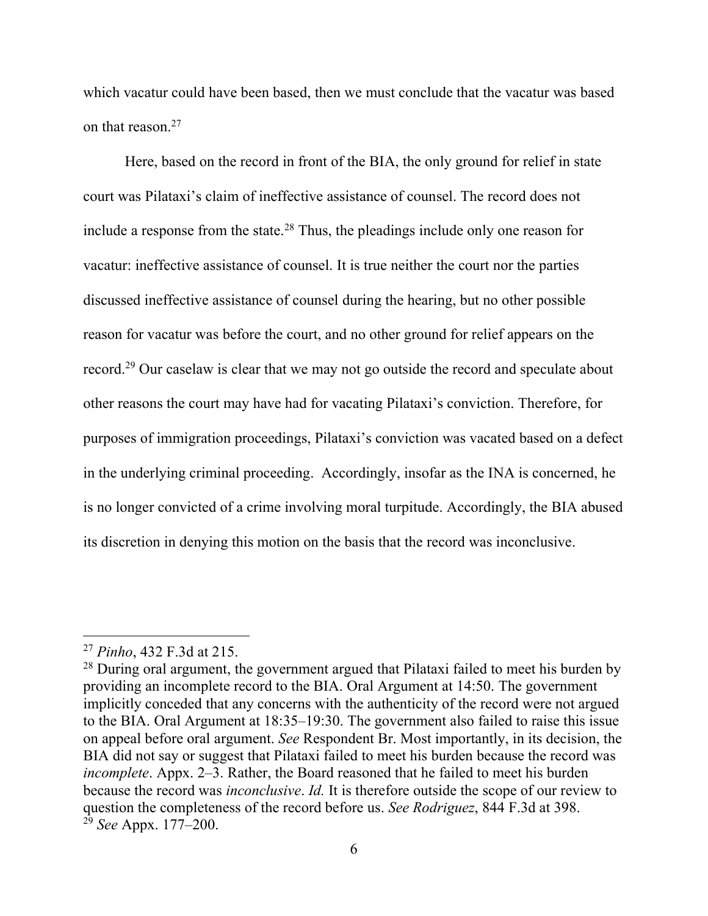which vacatur could have been based, then we must conclude that the vacatur was based on that reason.[27]

Here, based on the record in front of the BIA, the only ground for relief in state court was Pilataxi's claim of ineffective assistance of counsel. The record does not include a response from the state.[28] Thus, the pleadings include only one reason for vacatur: ineffective assistance of counsel. It is true neither the court nor the parties discussed ineffective assistance of counsel during the hearing, but no other possible reason for vacatur was before the court, and no other ground for relief appears on the record.[29] Our caselaw is clear that we may not go outside the record and speculate about other reasons the court may have had for vacating Pilataxi's conviction. Therefore, for purposes of immigration proceedings, Pilataxi's conviction was vacated based on a defect in the underlying criminal proceeding. Accordingly, insofar as the INA is concerned, he is no longer convicted of a crime involving moral turpitude. Accordingly, the BIA abused its discretion in denying this motion on the basis that the record was inconclusive.

---

[27] *Pinho*, 432 F.3d at 215.

[28] During oral argument, the government argued that Pilataxi failed to meet his burden by providing an incomplete record to the BIA. Oral Argument at 14:50. The government implicitly conceded that any concerns with the authenticity of the record were not argued to the BIA. Oral Argument at 18:35–19:30. The government also failed to raise this issue on appeal before oral argument. *See* Respondent Br. Most importantly, in its decision, the BIA did not say or suggest that Pilataxi failed to meet his burden because the record was *incomplete*. Appx. 2–3. Rather, the Board reasoned that he failed to meet his burden because the record was *inconclusive*. *Id.* It is therefore outside the scope of our review to question the completeness of the record before us. *See Rodriguez*, 844 F.3d at 398.

[29] *See* Appx. 177–200.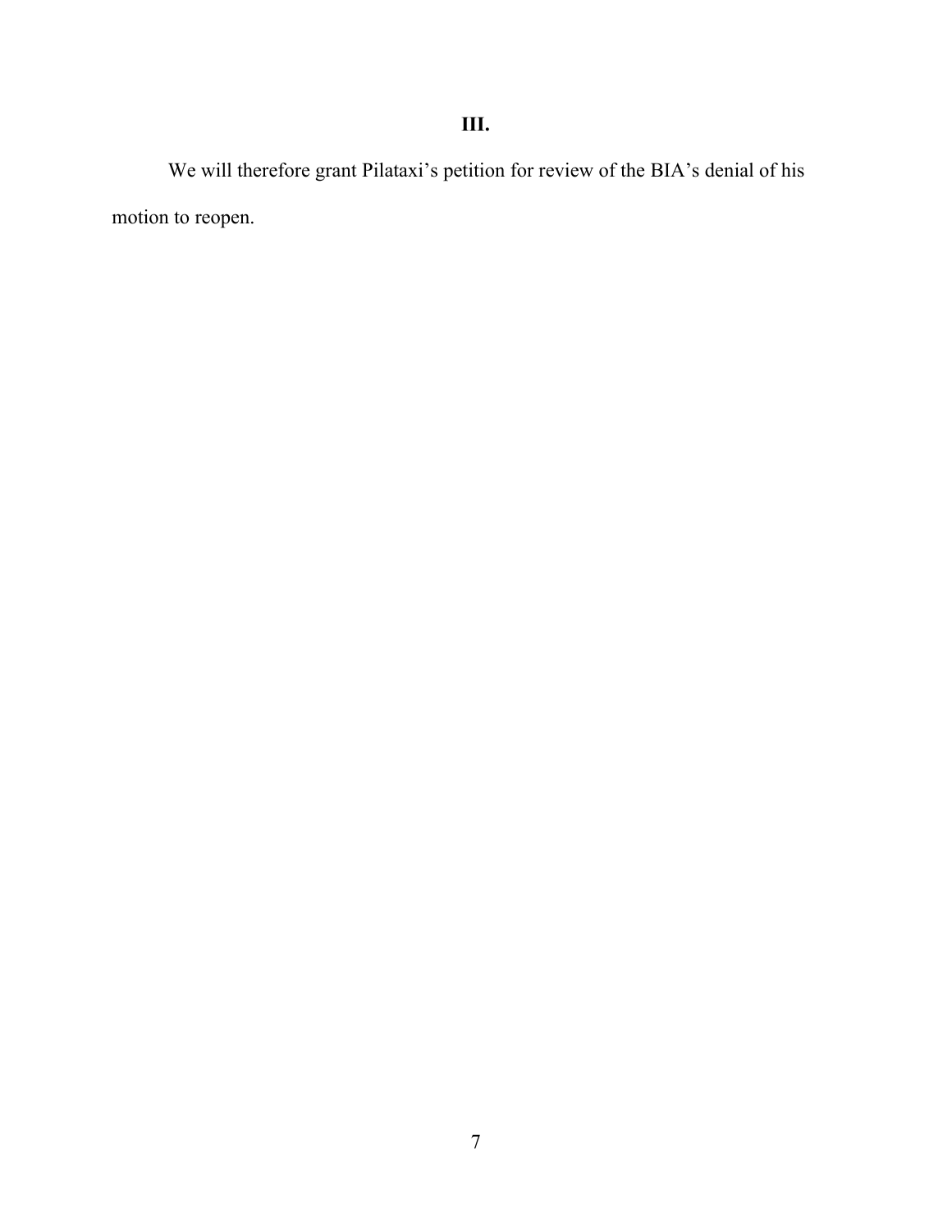## III.

We will therefore grant Pilataxi's petition for review of the BIA's denial of his motion to reopen.